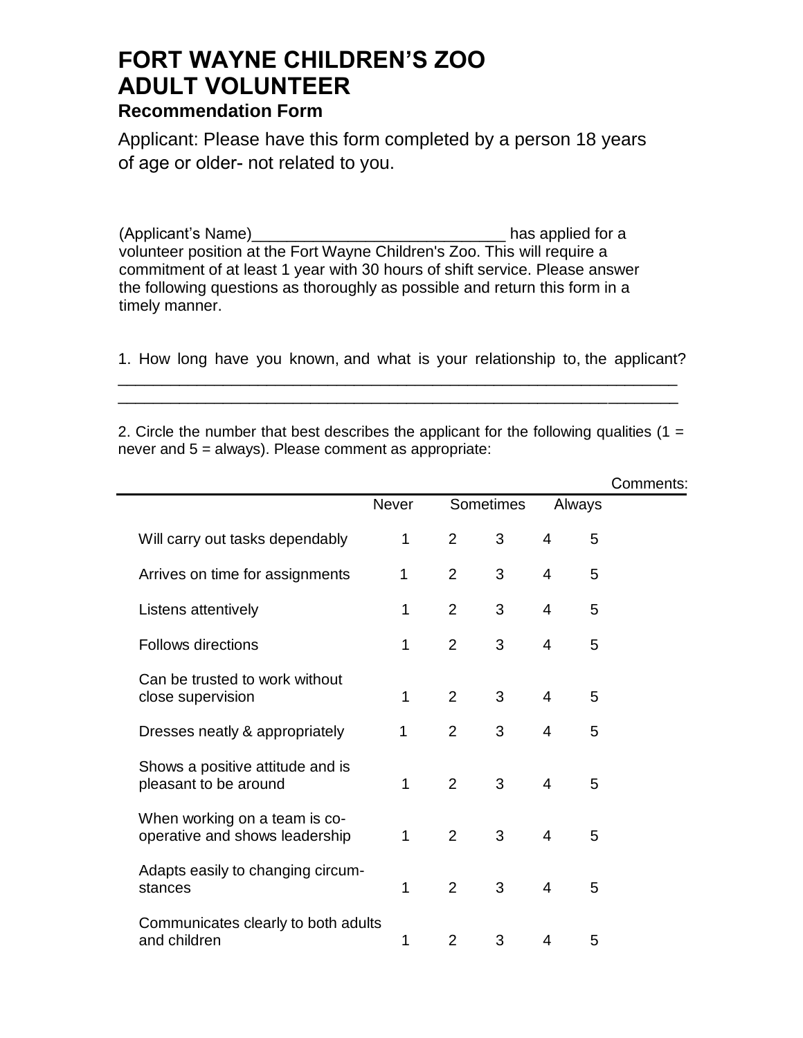# FORT WAYNE CHILDREN'S ZOO
# ADULT VOLUNTEER
### Recommendation Form

Applicant: Please have this form completed by a person 18 years of age or older- not related to you.

(Applicant's Name)_____________________________ has applied for a volunteer position at the Fort Wayne Children's Zoo. This will require a commitment of at least 1 year with 30 hours of shift service. Please answer the following questions as thoroughly as possible and return this form in a timely manner.

1. How long have you known, and what is your relationship to, the applicant?
_________________________________________________________________
_________________________________________________________________

2. Circle the number that best describes the applicant for the following qualities (1 = never and 5 = always). Please comment as appropriate:

| | Never | | Sometimes | | Always | Comments: |
|---|---|---|---|---|---|---|
| Will carry out tasks dependably | 1 | 2 | 3 | 4 | 5 | |
| Arrives on time for assignments | 1 | 2 | 3 | 4 | 5 | |
| Listens attentively | 1 | 2 | 3 | 4 | 5 | |
| Follows directions | 1 | 2 | 3 | 4 | 5 | |
| Can be trusted to work without close supervision | 1 | 2 | 3 | 4 | 5 | |
| Dresses neatly & appropriately | 1 | 2 | 3 | 4 | 5 | |
| Shows a positive attitude and is pleasant to be around | 1 | 2 | 3 | 4 | 5 | |
| When working on a team is co-operative and shows leadership | 1 | 2 | 3 | 4 | 5 | |
| Adapts easily to changing circum-stances | 1 | 2 | 3 | 4 | 5 | |
| Communicates clearly to both adults and children | 1 | 2 | 3 | 4 | 5 | |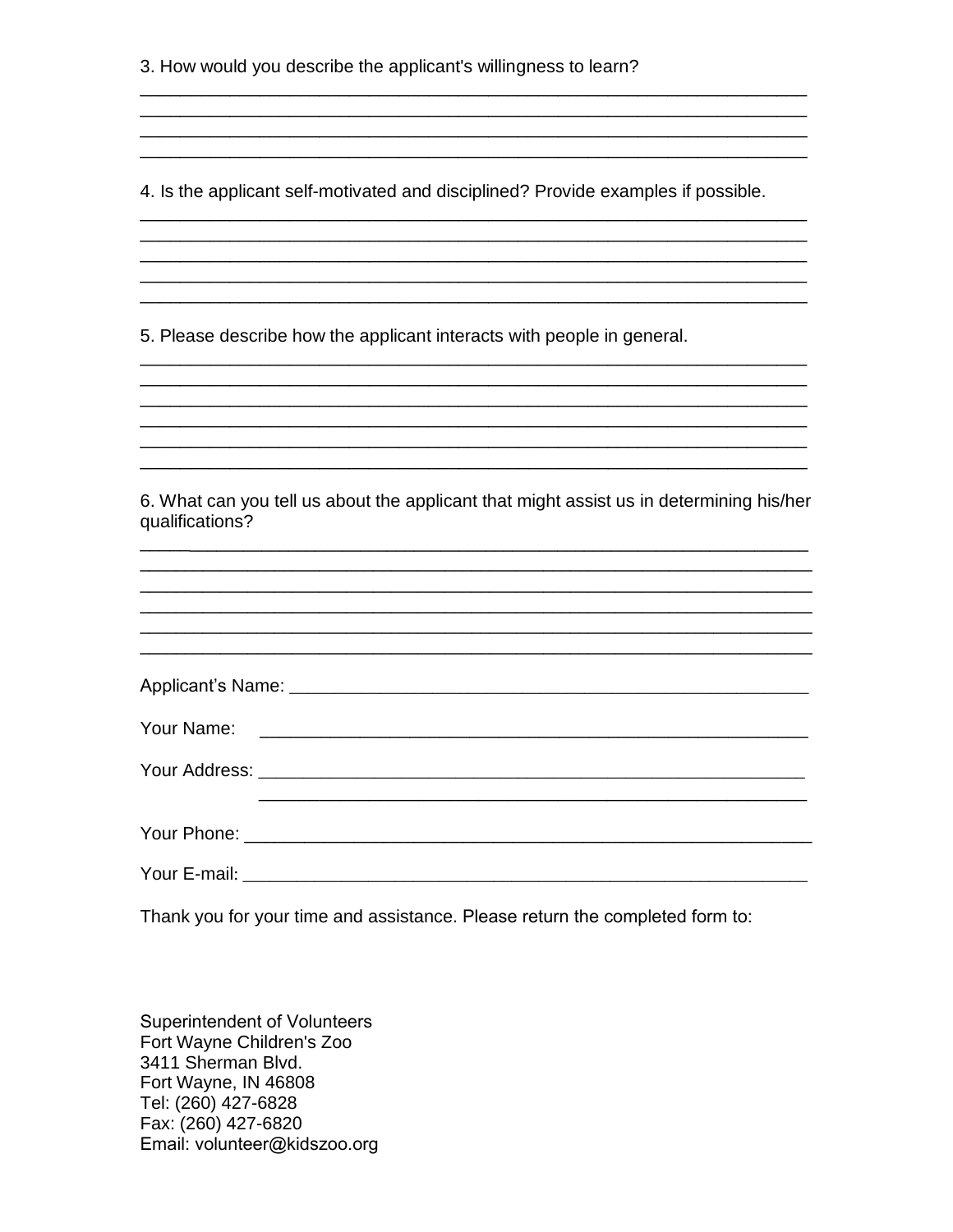3. How would you describe the applicant's willingness to learn?

___________________________________________________________________
___________________________________________________________________
___________________________________________________________________
___________________________________________________________________

4. Is the applicant self-motivated and disciplined? Provide examples if possible.

___________________________________________________________________
___________________________________________________________________
___________________________________________________________________
___________________________________________________________________
___________________________________________________________________

5. Please describe how the applicant interacts with people in general.

___________________________________________________________________
___________________________________________________________________
___________________________________________________________________
___________________________________________________________________
___________________________________________________________________
___________________________________________________________________

6. What can you tell us about the applicant that might assist us in determining his/her qualifications?

___________________________________________________________________
___________________________________________________________________
___________________________________________________________________
___________________________________________________________________
___________________________________________________________________
___________________________________________________________________

Applicant's Name: ______________________________________________________

Your Name: ______________________________________________________

Your Address: ______________________________________________________
______________________________________________________

Your Phone: ______________________________________________________

Your E-mail: ______________________________________________________

Thank you for your time and assistance. Please return the completed form to:

Superintendent of Volunteers
Fort Wayne Children's Zoo
3411 Sherman Blvd.
Fort Wayne, IN 46808
Tel: (260) 427-6828
Fax: (260) 427-6820
Email: volunteer@kidszoo.org